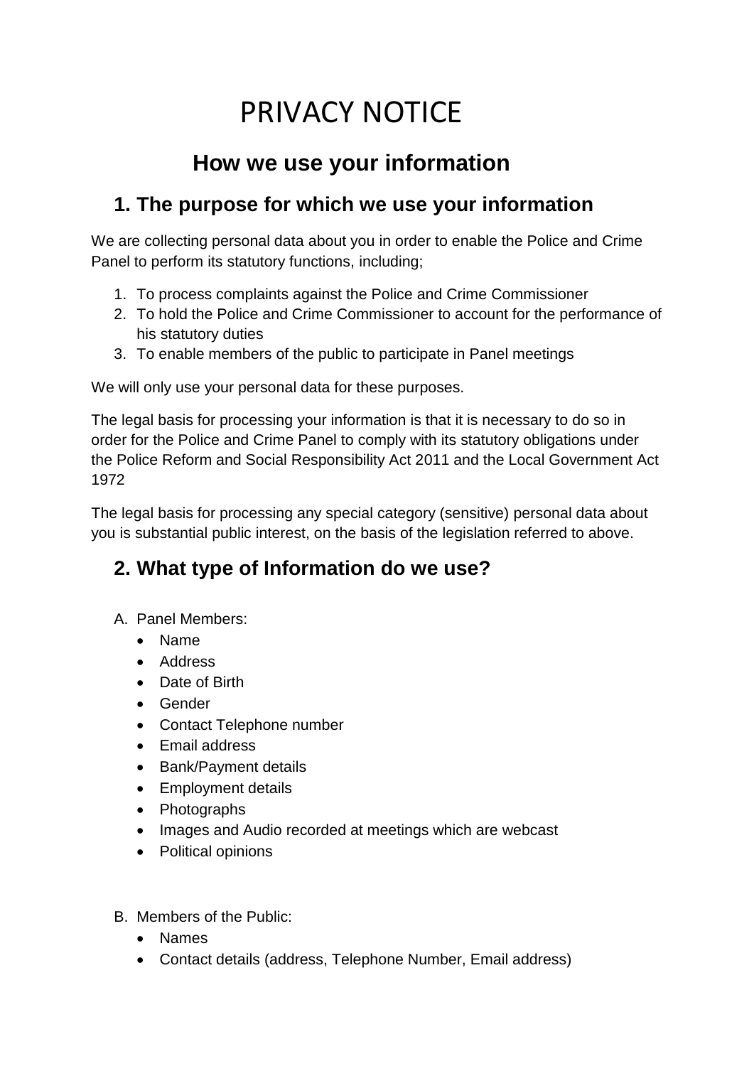# PRIVACY NOTICE

## How we use your information

## 1. The purpose for which we use your information

We are collecting personal data about you in order to enable the Police and Crime Panel to perform its statutory functions, including;

1. To process complaints against the Police and Crime Commissioner
2. To hold the Police and Crime Commissioner to account for the performance of his statutory duties
3. To enable members of the public to participate in Panel meetings

We will only use your personal data for these purposes.

The legal basis for processing your information is that it is necessary to do so in order for the Police and Crime Panel to comply with its statutory obligations under the Police Reform and Social Responsibility Act 2011 and the Local Government Act 1972

The legal basis for processing any special category (sensitive) personal data about you is substantial public interest, on the basis of the legislation referred to above.

## 2. What type of Information do we use?

A. Panel Members:
   - Name
   - Address
   - Date of Birth
   - Gender
   - Contact Telephone number
   - Email address
   - Bank/Payment details
   - Employment details
   - Photographs
   - Images and Audio recorded at meetings which are webcast
   - Political opinions

B. Members of the Public:
   - Names
   - Contact details (address, Telephone Number, Email address)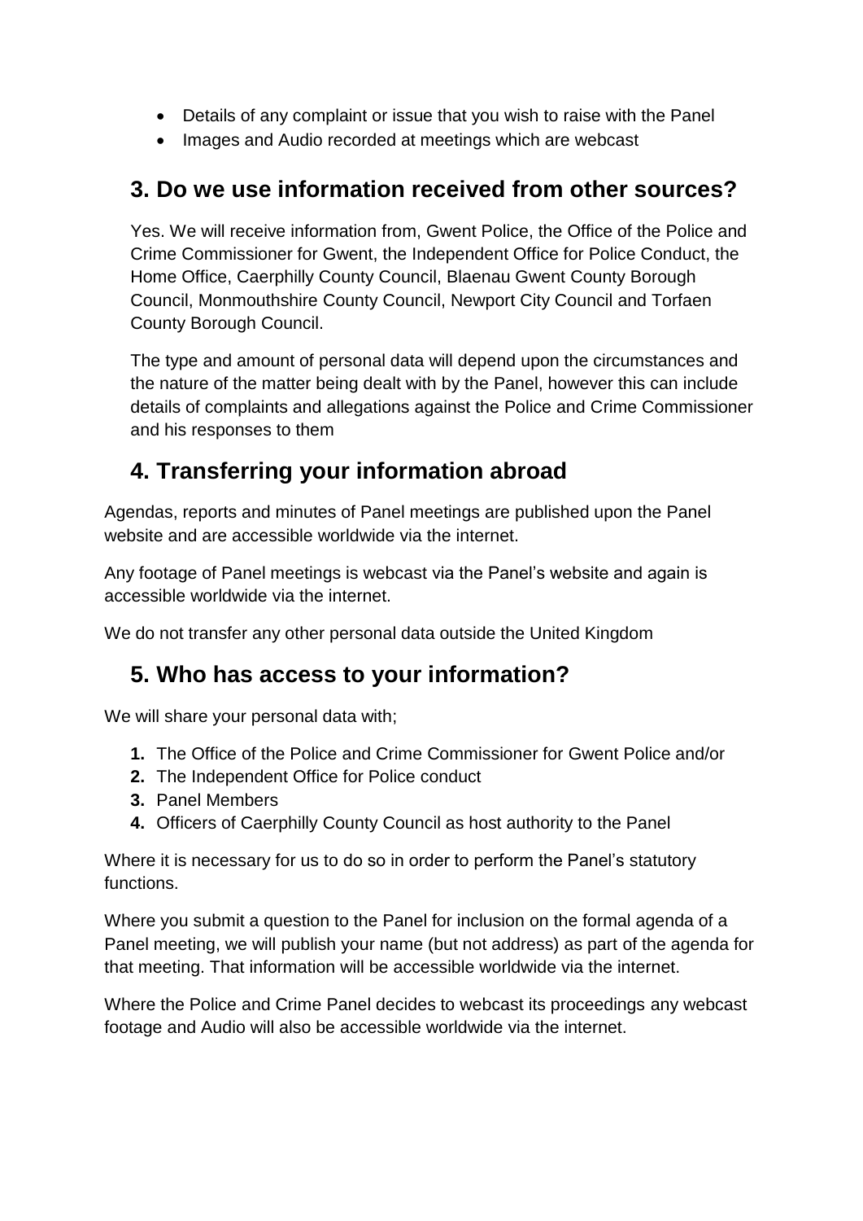- Details of any complaint or issue that you wish to raise with the Panel
- Images and Audio recorded at meetings which are webcast

## 3. Do we use information received from other sources?

Yes. We will receive information from, Gwent Police, the Office of the Police and Crime Commissioner for Gwent, the Independent Office for Police Conduct, the Home Office, Caerphilly County Council, Blaenau Gwent County Borough Council, Monmouthshire County Council, Newport City Council and Torfaen County Borough Council.

The type and amount of personal data will depend upon the circumstances and the nature of the matter being dealt with by the Panel, however this can include details of complaints and allegations against the Police and Crime Commissioner and his responses to them

## 4. Transferring your information abroad

Agendas, reports and minutes of Panel meetings are published upon the Panel website and are accessible worldwide via the internet.

Any footage of Panel meetings is webcast via the Panel's website and again is accessible worldwide via the internet.

We do not transfer any other personal data outside the United Kingdom

## 5. Who has access to your information?

We will share your personal data with;

1. The Office of the Police and Crime Commissioner for Gwent Police and/or
2. The Independent Office for Police conduct
3. Panel Members
4. Officers of Caerphilly County Council as host authority to the Panel

Where it is necessary for us to do so in order to perform the Panel's statutory functions.

Where you submit a question to the Panel for inclusion on the formal agenda of a Panel meeting, we will publish your name (but not address) as part of the agenda for that meeting. That information will be accessible worldwide via the internet.

Where the Police and Crime Panel decides to webcast its proceedings any webcast footage and Audio will also be accessible worldwide via the internet.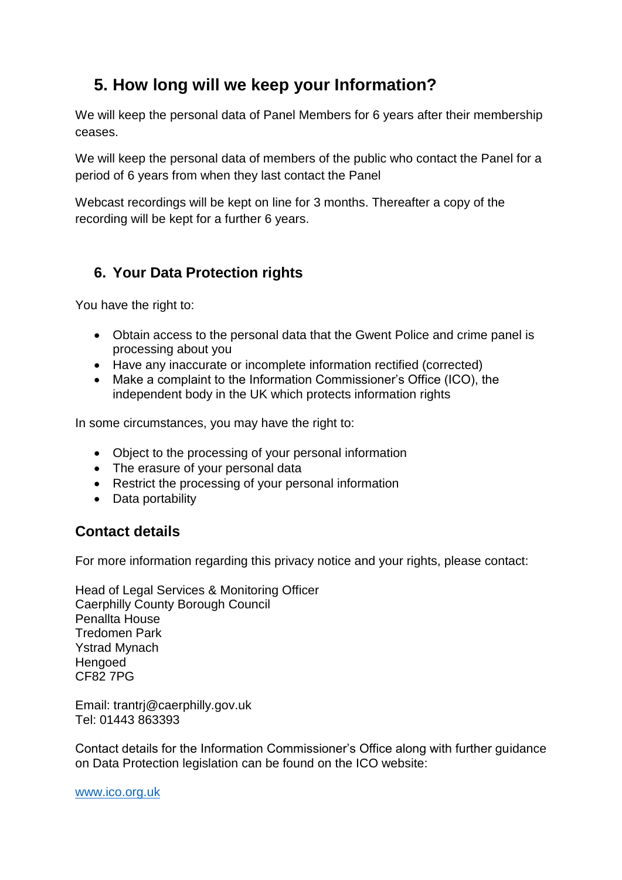## 5. How long will we keep your Information?

We will keep the personal data of Panel Members for 6 years after their membership ceases.

We will keep the personal data of members of the public who contact the Panel for a period of 6 years from when they last contact the Panel

Webcast recordings will be kept on line for 3 months. Thereafter a copy of the recording will be kept for a further 6 years.

## 6. Your Data Protection rights

You have the right to:

- Obtain access to the personal data that the Gwent Police and crime panel is processing about you
- Have any inaccurate or incomplete information rectified (corrected)
- Make a complaint to the Information Commissioner's Office (ICO), the independent body in the UK which protects information rights

In some circumstances, you may have the right to:

- Object to the processing of your personal information
- The erasure of your personal data
- Restrict the processing of your personal information
- Data portability

### Contact details

For more information regarding this privacy notice and your rights, please contact:

Head of Legal Services & Monitoring Officer
Caerphilly County Borough Council
Penallta House
Tredomen Park
Ystrad Mynach
Hengoed
CF82 7PG

Email: trantrj@caerphilly.gov.uk
Tel: 01443 863393

Contact details for the Information Commissioner's Office along with further guidance on Data Protection legislation can be found on the ICO website:

www.ico.org.uk